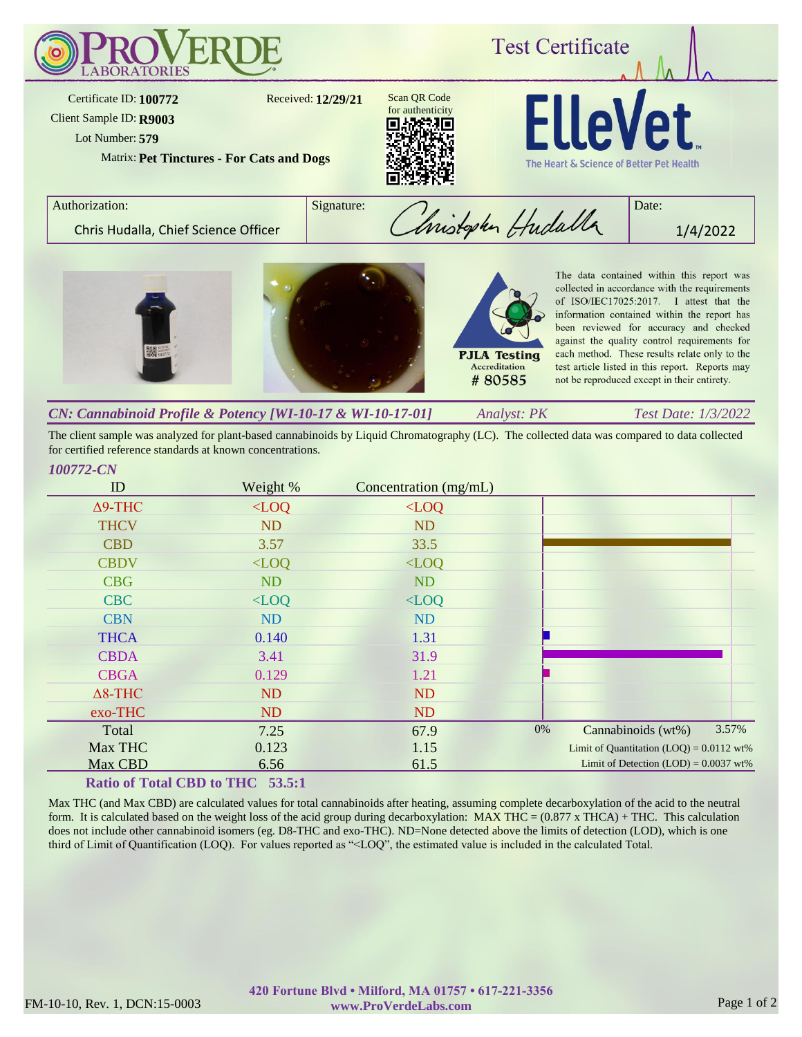# ProVerde Laboratories

## Test Certificate

Certificate ID: **100772**
Received: **12/29/21**
Client Sample ID: **R9003**
Lot Number: **579**
Matrix: **Pet Tinctures - For Cats and Dogs**

Scan QR Code for authenticity

**ElleVet** — The Heart & Science of Better Pet Health

| Authorization: | Signature: | Date: |
|---|---|---|
| Chris Hudalla, Chief Science Officer | Christopher Hudalla | 1/4/2022 |

PJLA Testing Accreditation # 80585

The data contained within this report was collected in accordance with the requirements of ISO/IEC17025:2017. I attest that the information contained within the report has been reviewed for accuracy and checked against the quality control requirements for each method. These results relate only to the test article listed in this report. Reports may not be reproduced except in their entirety.

### *CN: Cannabinoid Profile & Potency [WI-10-17 & WI-10-17-01]*

*Analyst: PK* — *Test Date: 1/3/2022*

The client sample was analyzed for plant-based cannabinoids by Liquid Chromatography (LC). The collected data was compared to data collected for certified reference standards at known concentrations.

*100772-CN*

| ID | Weight % | Concentration (mg/mL) |
|---|---|---|
| Δ9-THC | <LOQ | <LOQ |
| THCV | ND | ND |
| CBD | 3.57 | 33.5 |
| CBDV | <LOQ | <LOQ |
| CBG | ND | ND |
| CBC | <LOQ | <LOQ |
| CBN | ND | ND |
| THCA | 0.140 | 1.31 |
| CBDA | 3.41 | 31.9 |
| CBGA | 0.129 | 1.21 |
| Δ8-THC | ND | ND |
| exo-THC | ND | ND |
| Total | 7.25 | 67.9 |
| Max THC | 0.123 | 1.15 |
| Max CBD | 6.56 | 61.5 |

Cannabinoids (wt%): 0% – 3.57%

Limit of Quantitation (LOQ) = 0.0112 wt%
Limit of Detection (LOD) = 0.0037 wt%

**Ratio of Total CBD to THC 53.5:1**

Max THC (and Max CBD) are calculated values for total cannabinoids after heating, assuming complete decarboxylation of the acid to the neutral form. It is calculated based on the weight loss of the acid group during decarboxylation: MAX THC = (0.877 x THCA) + THC. This calculation does not include other cannabinoid isomers (eg. D8-THC and exo-THC). ND=None detected above the limits of detection (LOD), which is one third of Limit of Quantification (LOQ). For values reported as "<LOQ", the estimated value is included in the calculated Total.

420 Fortune Blvd • Milford, MA 01757 • 617-221-3356
www.ProVerdeLabs.com

FM-10-10, Rev. 1, DCN:15-0003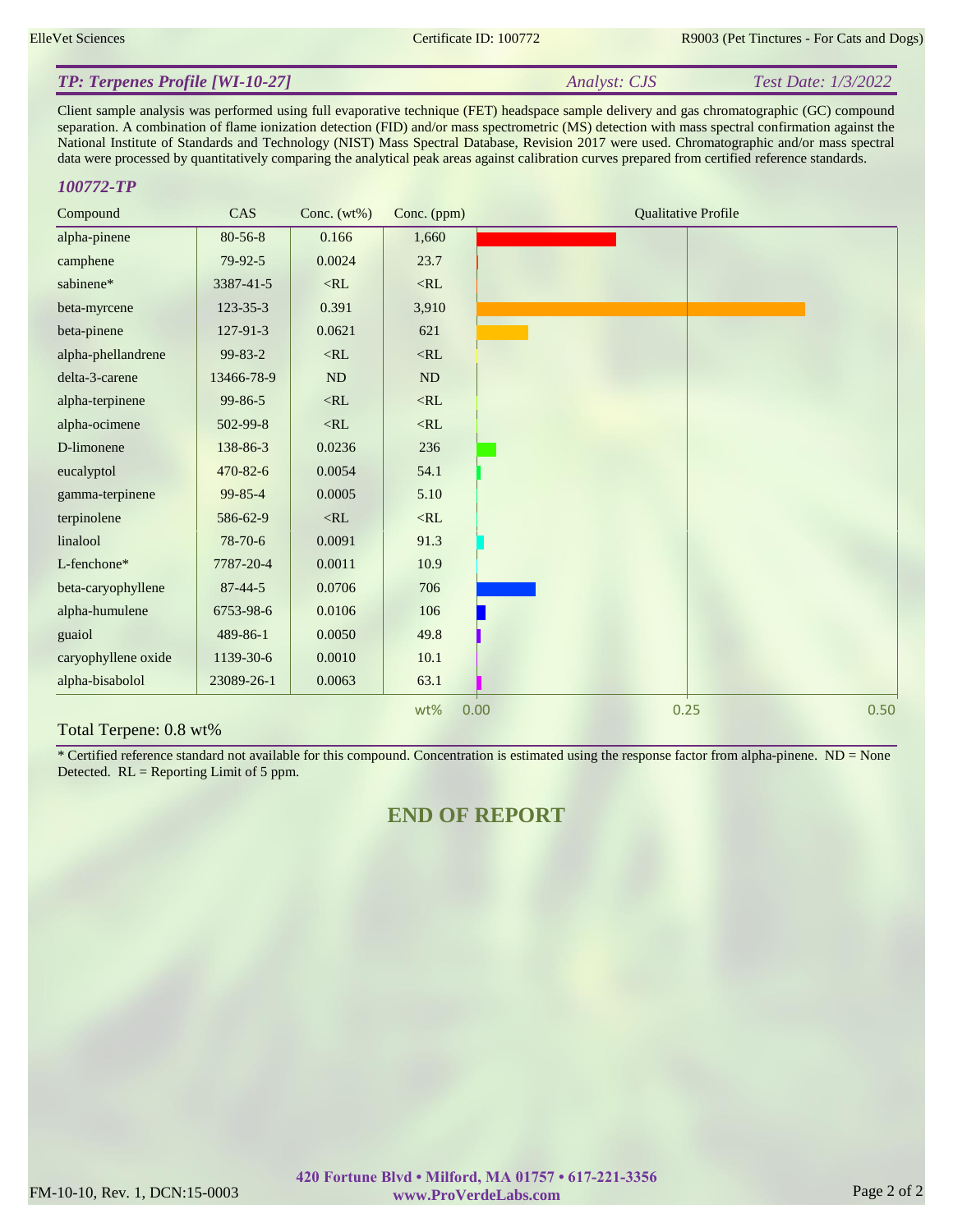## TP: Terpenes Profile [WI-10-27]

*Analyst: CJS* *Test Date: 1/3/2022*

Client sample analysis was performed using full evaporative technique (FET) headspace sample delivery and gas chromatographic (GC) compound separation. A combination of flame ionization detection (FID) and/or mass spectrometric (MS) detection with mass spectral confirmation against the National Institute of Standards and Technology (NIST) Mass Spectral Database, Revision 2017 were used. Chromatographic and/or mass spectral data were processed by quantitatively comparing the analytical peak areas against calibration curves prepared from certified reference standards.

### 100772-TP

| Compound | CAS | Conc. (wt%) | Conc. (ppm) |
|---|---|---|---|
| alpha-pinene | 80-56-8 | 0.166 | 1,660 |
| camphene | 79-92-5 | 0.0024 | 23.7 |
| sabinene* | 3387-41-5 | <RL | <RL |
| beta-myrcene | 123-35-3 | 0.391 | 3,910 |
| beta-pinene | 127-91-3 | 0.0621 | 621 |
| alpha-phellandrene | 99-83-2 | <RL | <RL |
| delta-3-carene | 13466-78-9 | ND | ND |
| alpha-terpinene | 99-86-5 | <RL | <RL |
| alpha-ocimene | 502-99-8 | <RL | <RL |
| D-limonene | 138-86-3 | 0.0236 | 236 |
| eucalyptol | 470-82-6 | 0.0054 | 54.1 |
| gamma-terpinene | 99-85-4 | 0.0005 | 5.10 |
| terpinolene | 586-62-9 | <RL | <RL |
| linalool | 78-70-6 | 0.0091 | 91.3 |
| L-fenchone* | 7787-20-4 | 0.0011 | 10.9 |
| beta-caryophyllene | 87-44-5 | 0.0706 | 706 |
| alpha-humulene | 6753-98-6 | 0.0106 | 106 |
| guaiol | 489-86-1 | 0.0050 | 49.8 |
| caryophyllene oxide | 1139-30-6 | 0.0010 | 10.1 |
| alpha-bisabolol | 23089-26-1 | 0.0063 | 63.1 |

Qualitative Profile

wt% 0.00 0.25 0.50

Total Terpene: 0.8 wt%

* Certified reference standard not available for this compound. Concentration is estimated using the response factor from alpha-pinene. ND = None Detected. RL = Reporting Limit of 5 ppm.

## END OF REPORT

FM-10-10, Rev. 1, DCN:15-0003

420 Fortune Blvd • Milford, MA 01757 • 617-221-3356
www.ProVerdeLabs.com